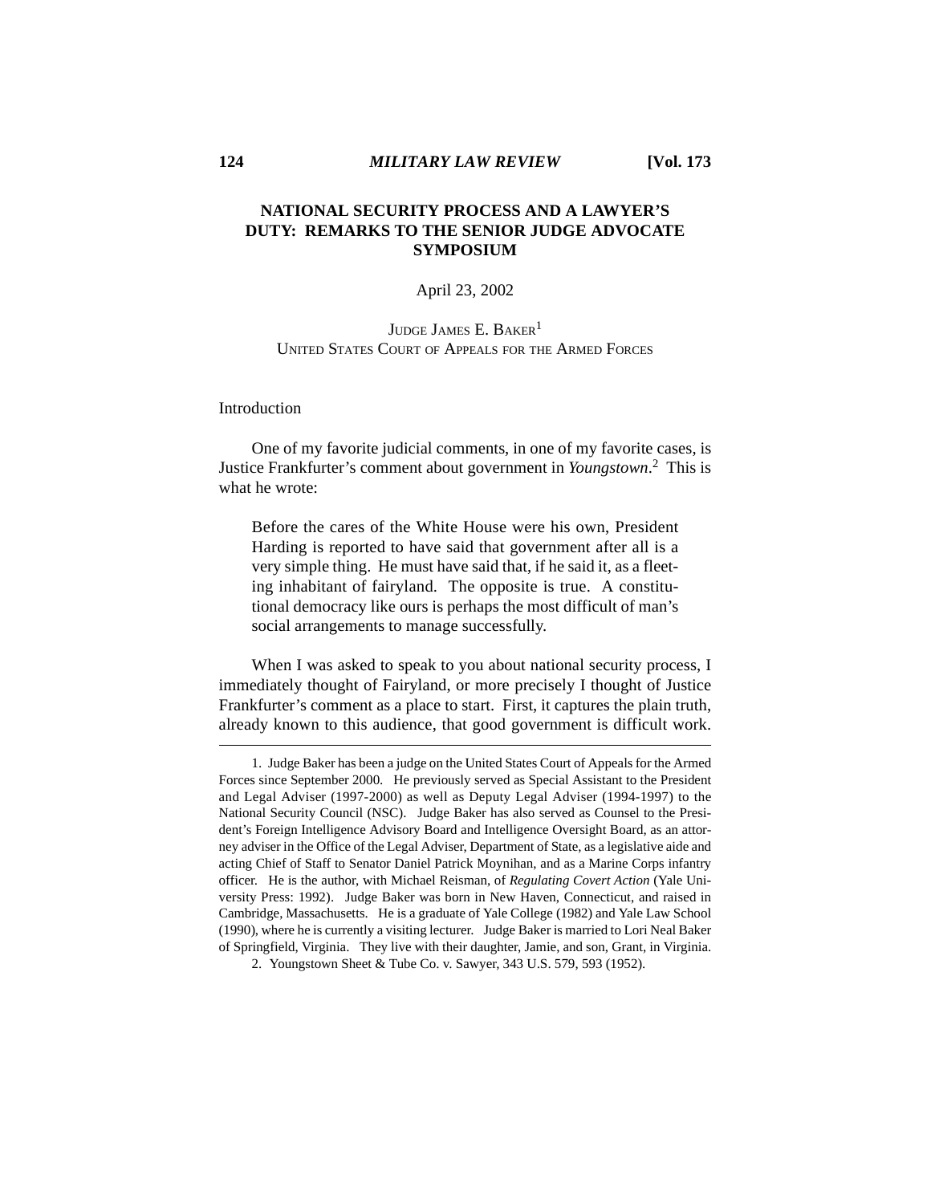# NATIONAL SECURITY PROCESS AND A LAWYER'S DUTY: REMARKS TO THE SENIOR JUDGE ADVOCATE SYMPOSIUM

April 23, 2002

JUDGE JAMES E. BAKER[1]
UNITED STATES COURT OF APPEALS FOR THE ARMED FORCES

## Introduction

One of my favorite judicial comments, in one of my favorite cases, is Justice Frankfurter's comment about government in *Youngstown*.[2] This is what he wrote:

> Before the cares of the White House were his own, President Harding is reported to have said that government after all is a very simple thing. He must have said that, if he said it, as a fleeting inhabitant of fairyland. The opposite is true. A constitutional democracy like ours is perhaps the most difficult of man's social arrangements to manage successfully.

When I was asked to speak to you about national security process, I immediately thought of Fairyland, or more precisely I thought of Justice Frankfurter's comment as a place to start. First, it captures the plain truth, already known to this audience, that good government is difficult work.

---

1. Judge Baker has been a judge on the United States Court of Appeals for the Armed Forces since September 2000. He previously served as Special Assistant to the President and Legal Adviser (1997-2000) as well as Deputy Legal Adviser (1994-1997) to the National Security Council (NSC). Judge Baker has also served as Counsel to the President's Foreign Intelligence Advisory Board and Intelligence Oversight Board, as an attorney adviser in the Office of the Legal Adviser, Department of State, as a legislative aide and acting Chief of Staff to Senator Daniel Patrick Moynihan, and as a Marine Corps infantry officer. He is the author, with Michael Reisman, of *Regulating Covert Action* (Yale University Press: 1992). Judge Baker was born in New Haven, Connecticut, and raised in Cambridge, Massachusetts. He is a graduate of Yale College (1982) and Yale Law School (1990), where he is currently a visiting lecturer. Judge Baker is married to Lori Neal Baker of Springfield, Virginia. They live with their daughter, Jamie, and son, Grant, in Virginia.

2. Youngstown Sheet & Tube Co. v. Sawyer, 343 U.S. 579, 593 (1952).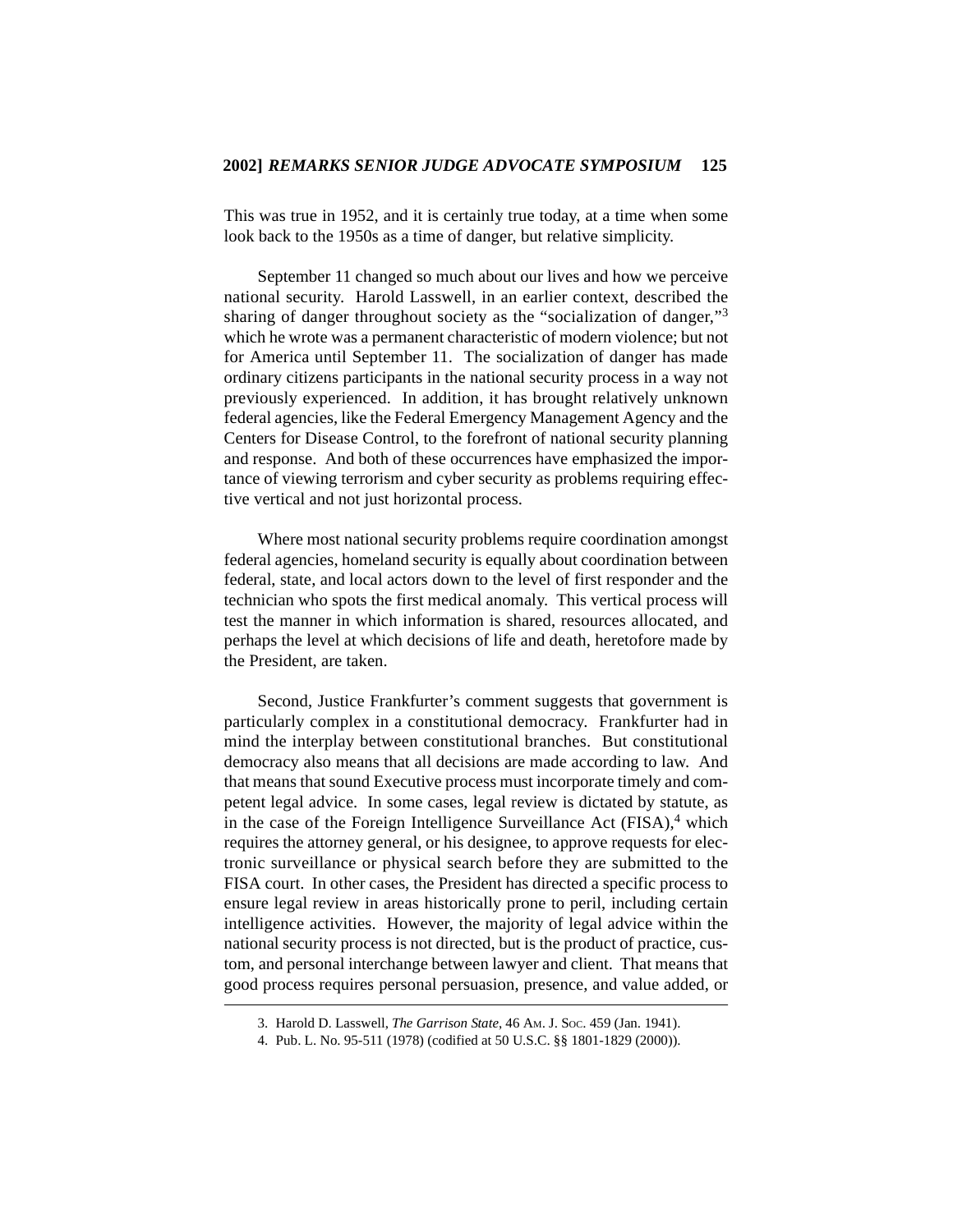This was true in 1952, and it is certainly true today, at a time when some look back to the 1950s as a time of danger, but relative simplicity.

September 11 changed so much about our lives and how we perceive national security. Harold Lasswell, in an earlier context, described the sharing of danger throughout society as the "socialization of danger,"[3] which he wrote was a permanent characteristic of modern violence; but not for America until September 11. The socialization of danger has made ordinary citizens participants in the national security process in a way not previously experienced. In addition, it has brought relatively unknown federal agencies, like the Federal Emergency Management Agency and the Centers for Disease Control, to the forefront of national security planning and response. And both of these occurrences have emphasized the importance of viewing terrorism and cyber security as problems requiring effective vertical and not just horizontal process.

Where most national security problems require coordination amongst federal agencies, homeland security is equally about coordination between federal, state, and local actors down to the level of first responder and the technician who spots the first medical anomaly. This vertical process will test the manner in which information is shared, resources allocated, and perhaps the level at which decisions of life and death, heretofore made by the President, are taken.

Second, Justice Frankfurter's comment suggests that government is particularly complex in a constitutional democracy. Frankfurter had in mind the interplay between constitutional branches. But constitutional democracy also means that all decisions are made according to law. And that means that sound Executive process must incorporate timely and competent legal advice. In some cases, legal review is dictated by statute, as in the case of the Foreign Intelligence Surveillance Act (FISA),[4] which requires the attorney general, or his designee, to approve requests for electronic surveillance or physical search before they are submitted to the FISA court. In other cases, the President has directed a specific process to ensure legal review in areas historically prone to peril, including certain intelligence activities. However, the majority of legal advice within the national security process is not directed, but is the product of practice, custom, and personal interchange between lawyer and client. That means that good process requires personal persuasion, presence, and value added, or

---

3. Harold D. Lasswell, *The Garrison State*, 46 Am. J. Soc. 459 (Jan. 1941).

4. Pub. L. No. 95-511 (1978) (codified at 50 U.S.C. §§ 1801-1829 (2000)).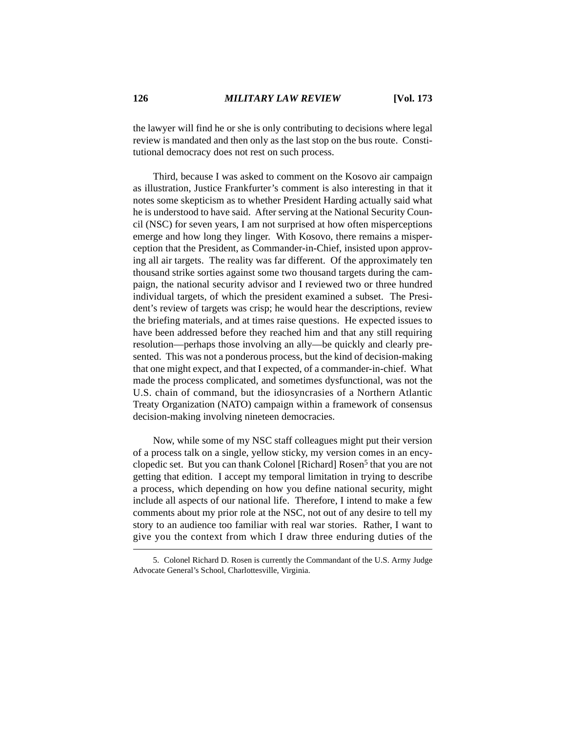the lawyer will find he or she is only contributing to decisions where legal review is mandated and then only as the last stop on the bus route. Constitutional democracy does not rest on such process.

Third, because I was asked to comment on the Kosovo air campaign as illustration, Justice Frankfurter's comment is also interesting in that it notes some skepticism as to whether President Harding actually said what he is understood to have said. After serving at the National Security Council (NSC) for seven years, I am not surprised at how often misperceptions emerge and how long they linger. With Kosovo, there remains a misperception that the President, as Commander-in-Chief, insisted upon approving all air targets. The reality was far different. Of the approximately ten thousand strike sorties against some two thousand targets during the campaign, the national security advisor and I reviewed two or three hundred individual targets, of which the president examined a subset. The President's review of targets was crisp; he would hear the descriptions, review the briefing materials, and at times raise questions. He expected issues to have been addressed before they reached him and that any still requiring resolution—perhaps those involving an ally—be quickly and clearly presented. This was not a ponderous process, but the kind of decision-making that one might expect, and that I expected, of a commander-in-chief. What made the process complicated, and sometimes dysfunctional, was not the U.S. chain of command, but the idiosyncrasies of a Northern Atlantic Treaty Organization (NATO) campaign within a framework of consensus decision-making involving nineteen democracies.

Now, while some of my NSC staff colleagues might put their version of a process talk on a single, yellow sticky, my version comes in an encyclopedic set. But you can thank Colonel [Richard] Rosen[5] that you are not getting that edition. I accept my temporal limitation in trying to describe a process, which depending on how you define national security, might include all aspects of our national life. Therefore, I intend to make a few comments about my prior role at the NSC, not out of any desire to tell my story to an audience too familiar with real war stories. Rather, I want to give you the context from which I draw three enduring duties of the

---

5. Colonel Richard D. Rosen is currently the Commandant of the U.S. Army Judge Advocate General's School, Charlottesville, Virginia.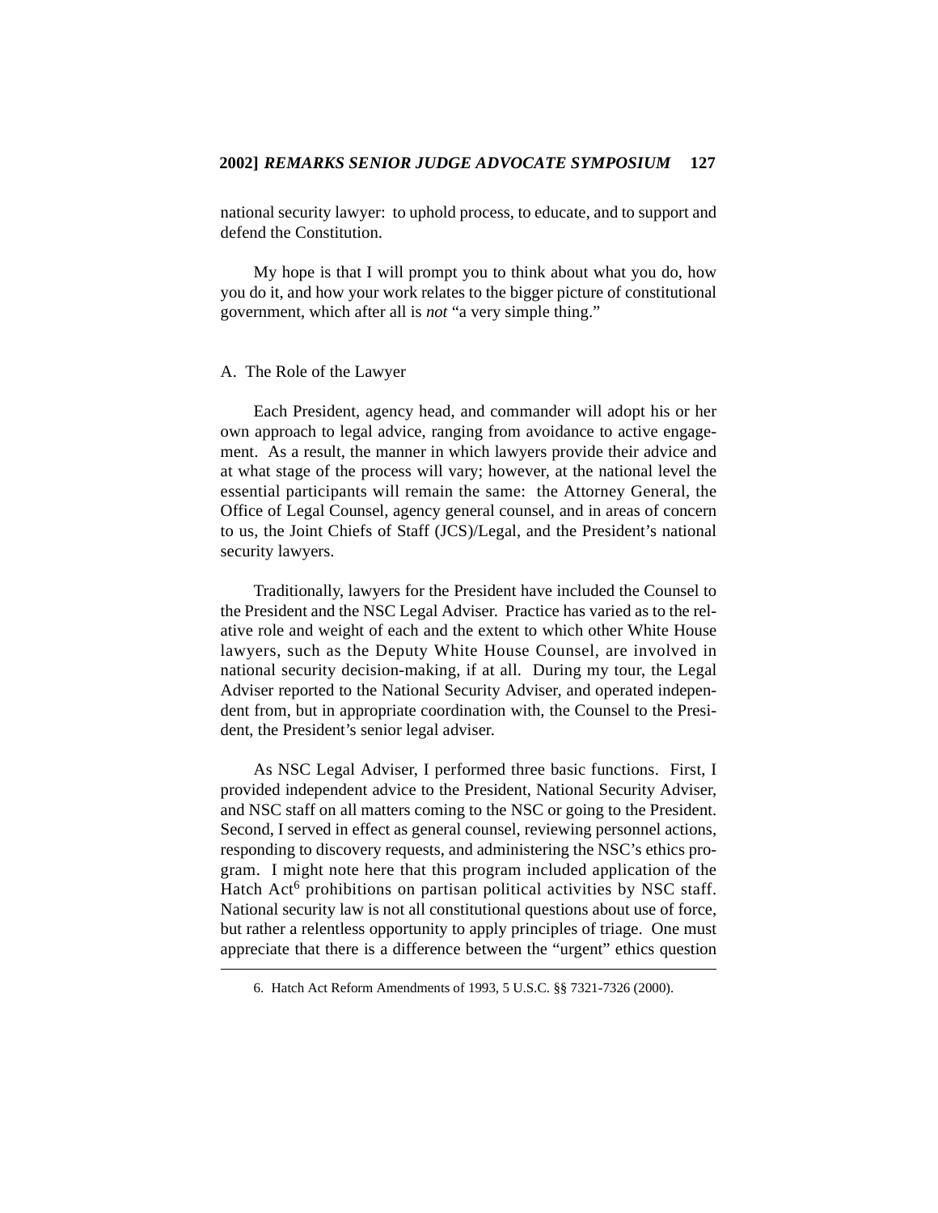national security lawyer: to uphold process, to educate, and to support and defend the Constitution.

My hope is that I will prompt you to think about what you do, how you do it, and how your work relates to the bigger picture of constitutional government, which after all is *not* "a very simple thing."

### A. The Role of the Lawyer

Each President, agency head, and commander will adopt his or her own approach to legal advice, ranging from avoidance to active engagement. As a result, the manner in which lawyers provide their advice and at what stage of the process will vary; however, at the national level the essential participants will remain the same: the Attorney General, the Office of Legal Counsel, agency general counsel, and in areas of concern to us, the Joint Chiefs of Staff (JCS)/Legal, and the President's national security lawyers.

Traditionally, lawyers for the President have included the Counsel to the President and the NSC Legal Adviser. Practice has varied as to the relative role and weight of each and the extent to which other White House lawyers, such as the Deputy White House Counsel, are involved in national security decision-making, if at all. During my tour, the Legal Adviser reported to the National Security Adviser, and operated independent from, but in appropriate coordination with, the Counsel to the President, the President's senior legal adviser.

As NSC Legal Adviser, I performed three basic functions. First, I provided independent advice to the President, National Security Adviser, and NSC staff on all matters coming to the NSC or going to the President. Second, I served in effect as general counsel, reviewing personnel actions, responding to discovery requests, and administering the NSC's ethics program. I might note here that this program included application of the Hatch Act[6] prohibitions on partisan political activities by NSC staff. National security law is not all constitutional questions about use of force, but rather a relentless opportunity to apply principles of triage. One must appreciate that there is a difference between the "urgent" ethics question

6. Hatch Act Reform Amendments of 1993, 5 U.S.C. §§ 7321-7326 (2000).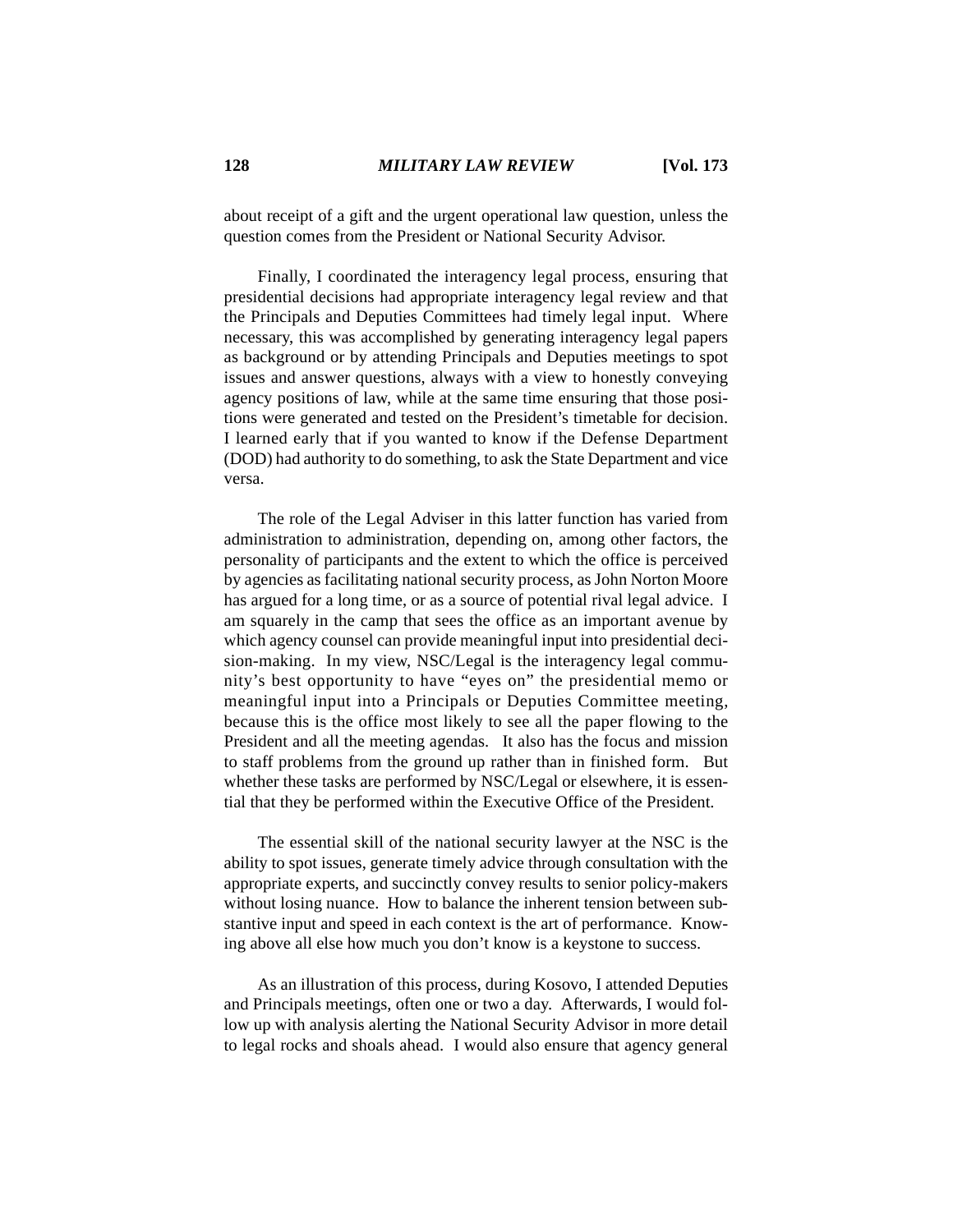about receipt of a gift and the urgent operational law question, unless the question comes from the President or National Security Advisor.

Finally, I coordinated the interagency legal process, ensuring that presidential decisions had appropriate interagency legal review and that the Principals and Deputies Committees had timely legal input. Where necessary, this was accomplished by generating interagency legal papers as background or by attending Principals and Deputies meetings to spot issues and answer questions, always with a view to honestly conveying agency positions of law, while at the same time ensuring that those positions were generated and tested on the President's timetable for decision. I learned early that if you wanted to know if the Defense Department (DOD) had authority to do something, to ask the State Department and vice versa.

The role of the Legal Adviser in this latter function has varied from administration to administration, depending on, among other factors, the personality of participants and the extent to which the office is perceived by agencies as facilitating national security process, as John Norton Moore has argued for a long time, or as a source of potential rival legal advice. I am squarely in the camp that sees the office as an important avenue by which agency counsel can provide meaningful input into presidential decision-making. In my view, NSC/Legal is the interagency legal community's best opportunity to have "eyes on" the presidential memo or meaningful input into a Principals or Deputies Committee meeting, because this is the office most likely to see all the paper flowing to the President and all the meeting agendas. It also has the focus and mission to staff problems from the ground up rather than in finished form. But whether these tasks are performed by NSC/Legal or elsewhere, it is essential that they be performed within the Executive Office of the President.

The essential skill of the national security lawyer at the NSC is the ability to spot issues, generate timely advice through consultation with the appropriate experts, and succinctly convey results to senior policy-makers without losing nuance. How to balance the inherent tension between substantive input and speed in each context is the art of performance. Knowing above all else how much you don't know is a keystone to success.

As an illustration of this process, during Kosovo, I attended Deputies and Principals meetings, often one or two a day. Afterwards, I would follow up with analysis alerting the National Security Advisor in more detail to legal rocks and shoals ahead. I would also ensure that agency general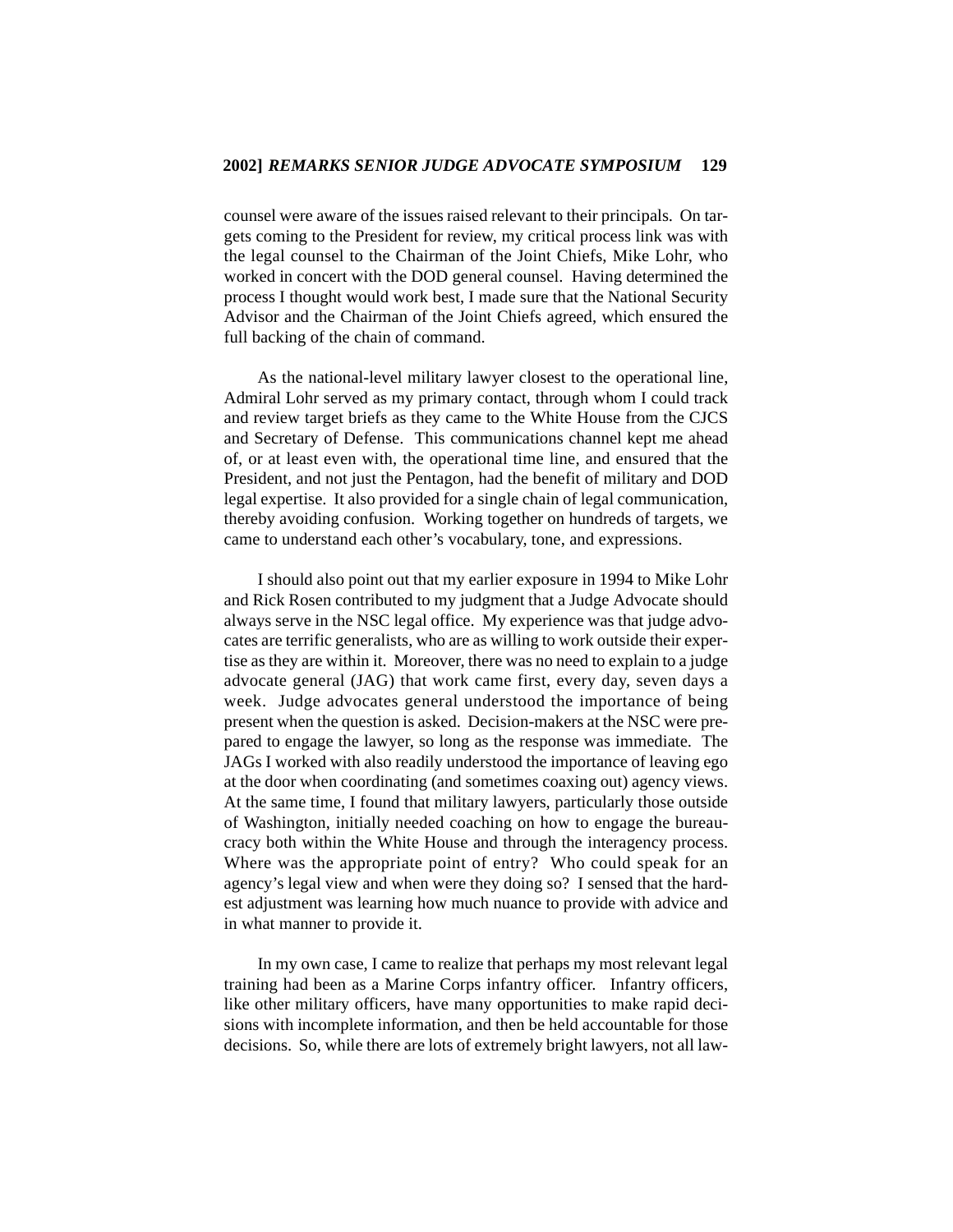counsel were aware of the issues raised relevant to their principals. On targets coming to the President for review, my critical process link was with the legal counsel to the Chairman of the Joint Chiefs, Mike Lohr, who worked in concert with the DOD general counsel. Having determined the process I thought would work best, I made sure that the National Security Advisor and the Chairman of the Joint Chiefs agreed, which ensured the full backing of the chain of command.

As the national-level military lawyer closest to the operational line, Admiral Lohr served as my primary contact, through whom I could track and review target briefs as they came to the White House from the CJCS and Secretary of Defense. This communications channel kept me ahead of, or at least even with, the operational time line, and ensured that the President, and not just the Pentagon, had the benefit of military and DOD legal expertise. It also provided for a single chain of legal communication, thereby avoiding confusion. Working together on hundreds of targets, we came to understand each other's vocabulary, tone, and expressions.

I should also point out that my earlier exposure in 1994 to Mike Lohr and Rick Rosen contributed to my judgment that a Judge Advocate should always serve in the NSC legal office. My experience was that judge advocates are terrific generalists, who are as willing to work outside their expertise as they are within it. Moreover, there was no need to explain to a judge advocate general (JAG) that work came first, every day, seven days a week. Judge advocates general understood the importance of being present when the question is asked. Decision-makers at the NSC were prepared to engage the lawyer, so long as the response was immediate. The JAGs I worked with also readily understood the importance of leaving ego at the door when coordinating (and sometimes coaxing out) agency views. At the same time, I found that military lawyers, particularly those outside of Washington, initially needed coaching on how to engage the bureaucracy both within the White House and through the interagency process. Where was the appropriate point of entry? Who could speak for an agency's legal view and when were they doing so? I sensed that the hardest adjustment was learning how much nuance to provide with advice and in what manner to provide it.

In my own case, I came to realize that perhaps my most relevant legal training had been as a Marine Corps infantry officer. Infantry officers, like other military officers, have many opportunities to make rapid decisions with incomplete information, and then be held accountable for those decisions. So, while there are lots of extremely bright lawyers, not all law-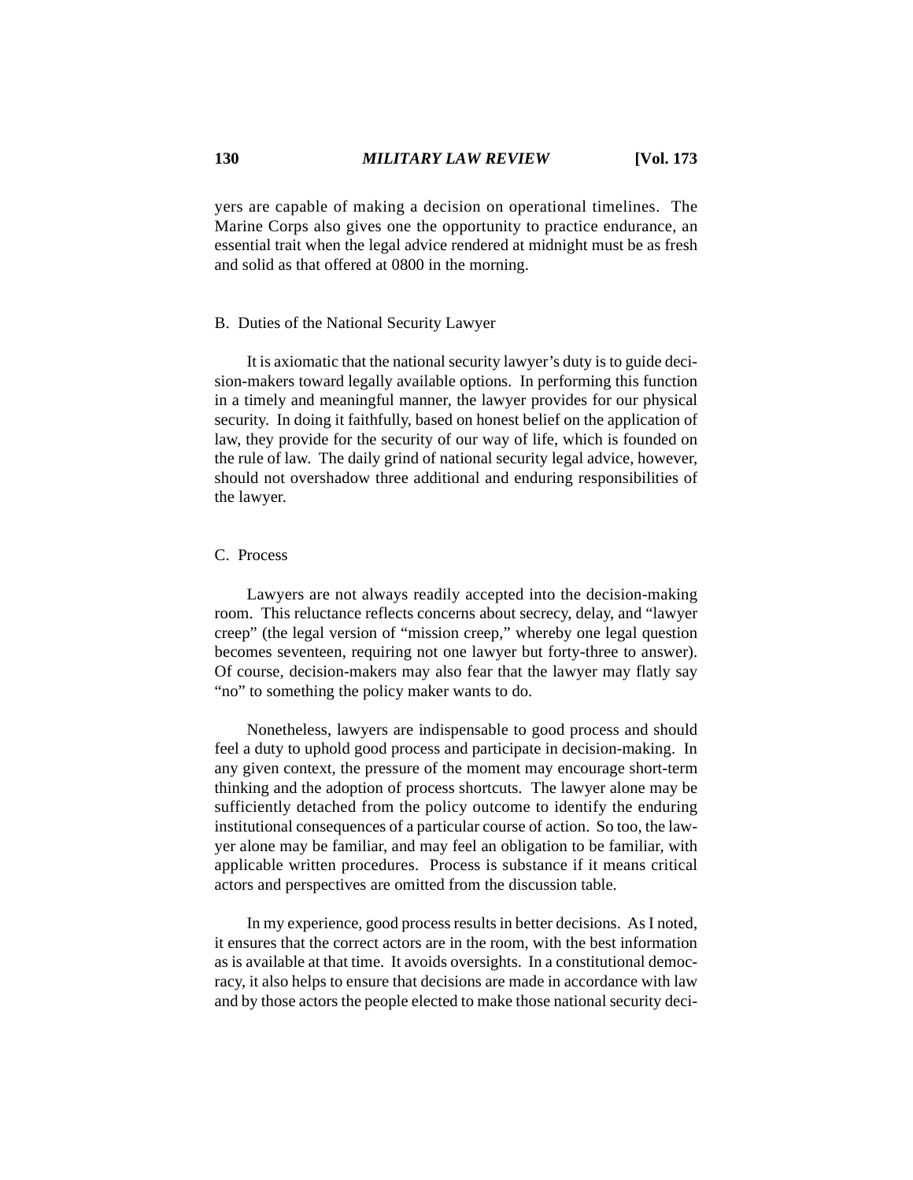yers are capable of making a decision on operational timelines. The Marine Corps also gives one the opportunity to practice endurance, an essential trait when the legal advice rendered at midnight must be as fresh and solid as that offered at 0800 in the morning.

### B. Duties of the National Security Lawyer

It is axiomatic that the national security lawyer's duty is to guide decision-makers toward legally available options. In performing this function in a timely and meaningful manner, the lawyer provides for our physical security. In doing it faithfully, based on honest belief on the application of law, they provide for the security of our way of life, which is founded on the rule of law. The daily grind of national security legal advice, however, should not overshadow three additional and enduring responsibilities of the lawyer.

### C. Process

Lawyers are not always readily accepted into the decision-making room. This reluctance reflects concerns about secrecy, delay, and "lawyer creep" (the legal version of "mission creep," whereby one legal question becomes seventeen, requiring not one lawyer but forty-three to answer). Of course, decision-makers may also fear that the lawyer may flatly say "no" to something the policy maker wants to do.

Nonetheless, lawyers are indispensable to good process and should feel a duty to uphold good process and participate in decision-making. In any given context, the pressure of the moment may encourage short-term thinking and the adoption of process shortcuts. The lawyer alone may be sufficiently detached from the policy outcome to identify the enduring institutional consequences of a particular course of action. So too, the lawyer alone may be familiar, and may feel an obligation to be familiar, with applicable written procedures. Process is substance if it means critical actors and perspectives are omitted from the discussion table.

In my experience, good process results in better decisions. As I noted, it ensures that the correct actors are in the room, with the best information as is available at that time. It avoids oversights. In a constitutional democracy, it also helps to ensure that decisions are made in accordance with law and by those actors the people elected to make those national security deci-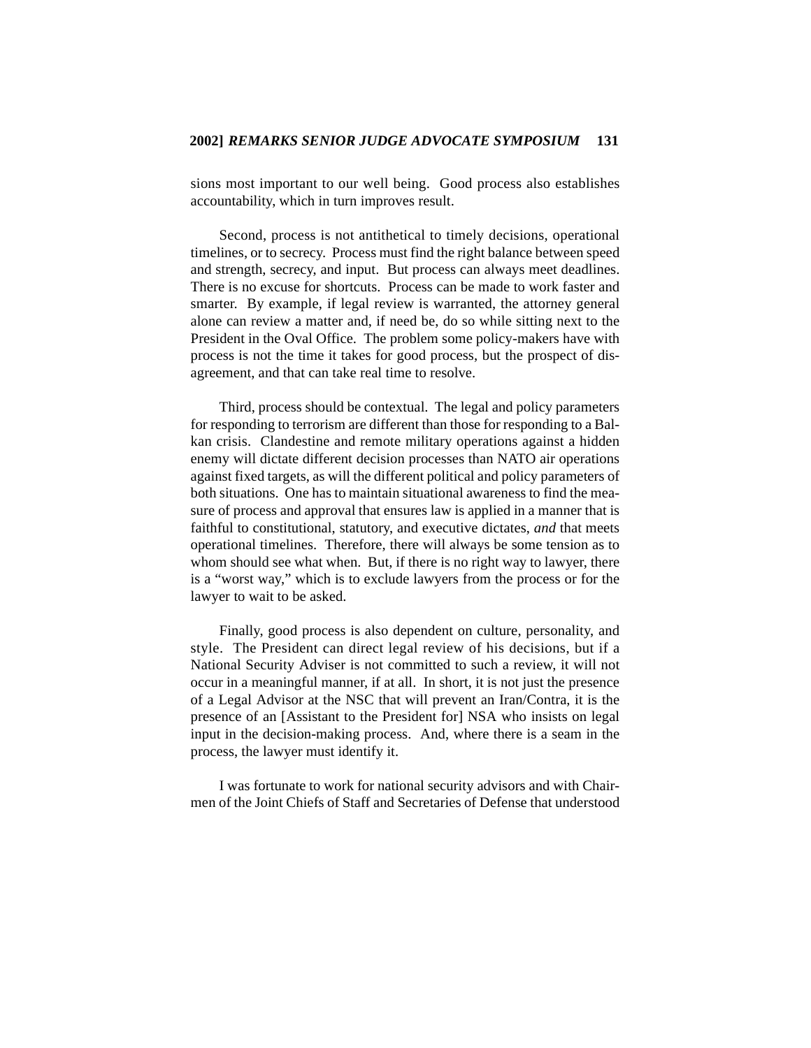sions most important to our well being. Good process also establishes accountability, which in turn improves result.

Second, process is not antithetical to timely decisions, operational timelines, or to secrecy. Process must find the right balance between speed and strength, secrecy, and input. But process can always meet deadlines. There is no excuse for shortcuts. Process can be made to work faster and smarter. By example, if legal review is warranted, the attorney general alone can review a matter and, if need be, do so while sitting next to the President in the Oval Office. The problem some policy-makers have with process is not the time it takes for good process, but the prospect of disagreement, and that can take real time to resolve.

Third, process should be contextual. The legal and policy parameters for responding to terrorism are different than those for responding to a Balkan crisis. Clandestine and remote military operations against a hidden enemy will dictate different decision processes than NATO air operations against fixed targets, as will the different political and policy parameters of both situations. One has to maintain situational awareness to find the measure of process and approval that ensures law is applied in a manner that is faithful to constitutional, statutory, and executive dictates, *and* that meets operational timelines. Therefore, there will always be some tension as to whom should see what when. But, if there is no right way to lawyer, there is a "worst way," which is to exclude lawyers from the process or for the lawyer to wait to be asked.

Finally, good process is also dependent on culture, personality, and style. The President can direct legal review of his decisions, but if a National Security Adviser is not committed to such a review, it will not occur in a meaningful manner, if at all. In short, it is not just the presence of a Legal Advisor at the NSC that will prevent an Iran/Contra, it is the presence of an [Assistant to the President for] NSA who insists on legal input in the decision-making process. And, where there is a seam in the process, the lawyer must identify it.

I was fortunate to work for national security advisors and with Chairmen of the Joint Chiefs of Staff and Secretaries of Defense that understood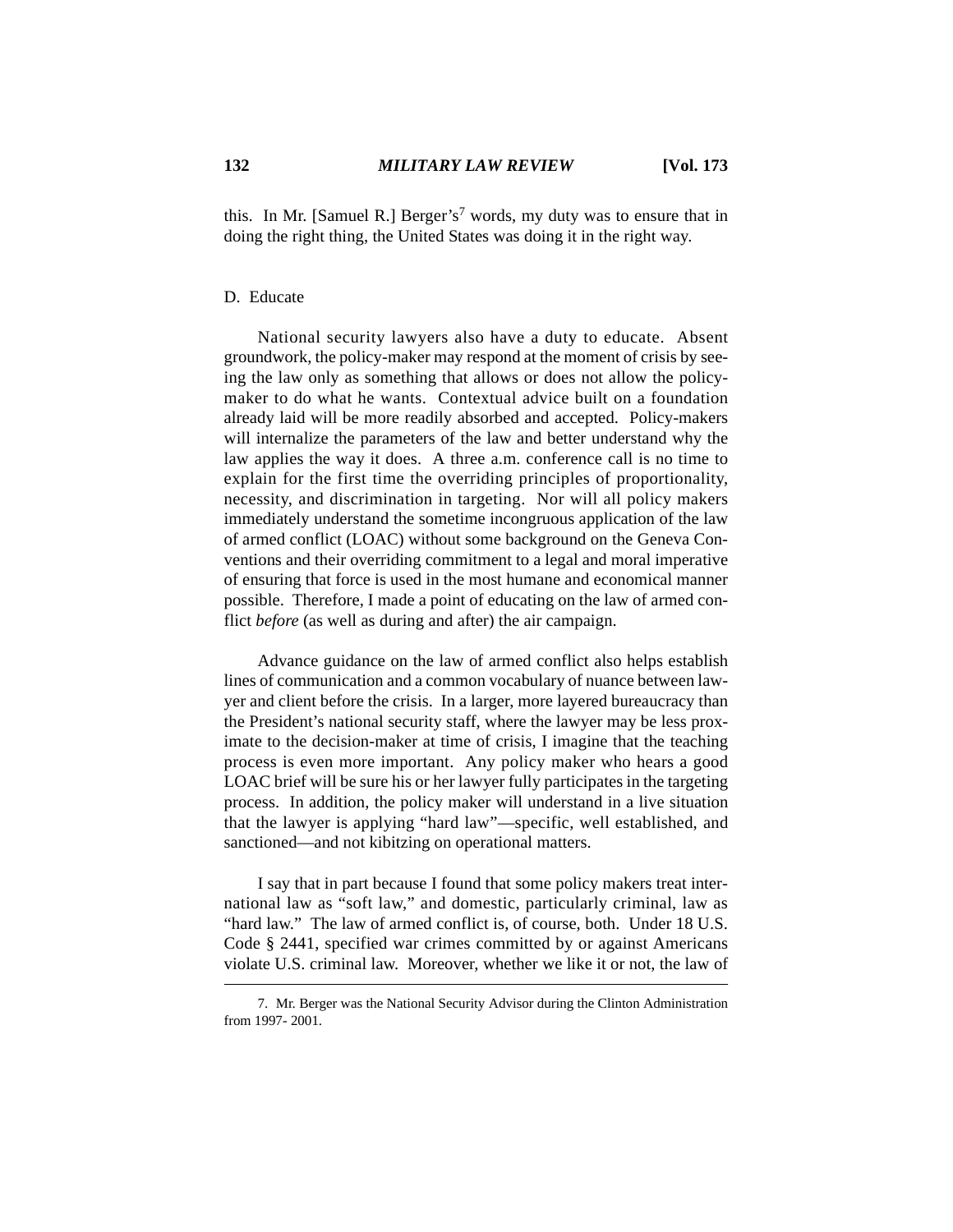this. In Mr. [Samuel R.] Berger's[7] words, my duty was to ensure that in doing the right thing, the United States was doing it in the right way.

D. Educate

National security lawyers also have a duty to educate. Absent groundwork, the policy-maker may respond at the moment of crisis by seeing the law only as something that allows or does not allow the policy-maker to do what he wants. Contextual advice built on a foundation already laid will be more readily absorbed and accepted. Policy-makers will internalize the parameters of the law and better understand why the law applies the way it does. A three a.m. conference call is no time to explain for the first time the overriding principles of proportionality, necessity, and discrimination in targeting. Nor will all policy makers immediately understand the sometime incongruous application of the law of armed conflict (LOAC) without some background on the Geneva Conventions and their overriding commitment to a legal and moral imperative of ensuring that force is used in the most humane and economical manner possible. Therefore, I made a point of educating on the law of armed conflict *before* (as well as during and after) the air campaign.

Advance guidance on the law of armed conflict also helps establish lines of communication and a common vocabulary of nuance between lawyer and client before the crisis. In a larger, more layered bureaucracy than the President's national security staff, where the lawyer may be less proximate to the decision-maker at time of crisis, I imagine that the teaching process is even more important. Any policy maker who hears a good LOAC brief will be sure his or her lawyer fully participates in the targeting process. In addition, the policy maker will understand in a live situation that the lawyer is applying "hard law"—specific, well established, and sanctioned—and not kibitzing on operational matters.

I say that in part because I found that some policy makers treat international law as "soft law," and domestic, particularly criminal, law as "hard law." The law of armed conflict is, of course, both. Under 18 U.S. Code § 2441, specified war crimes committed by or against Americans violate U.S. criminal law. Moreover, whether we like it or not, the law of

7. Mr. Berger was the National Security Advisor during the Clinton Administration from 1997- 2001.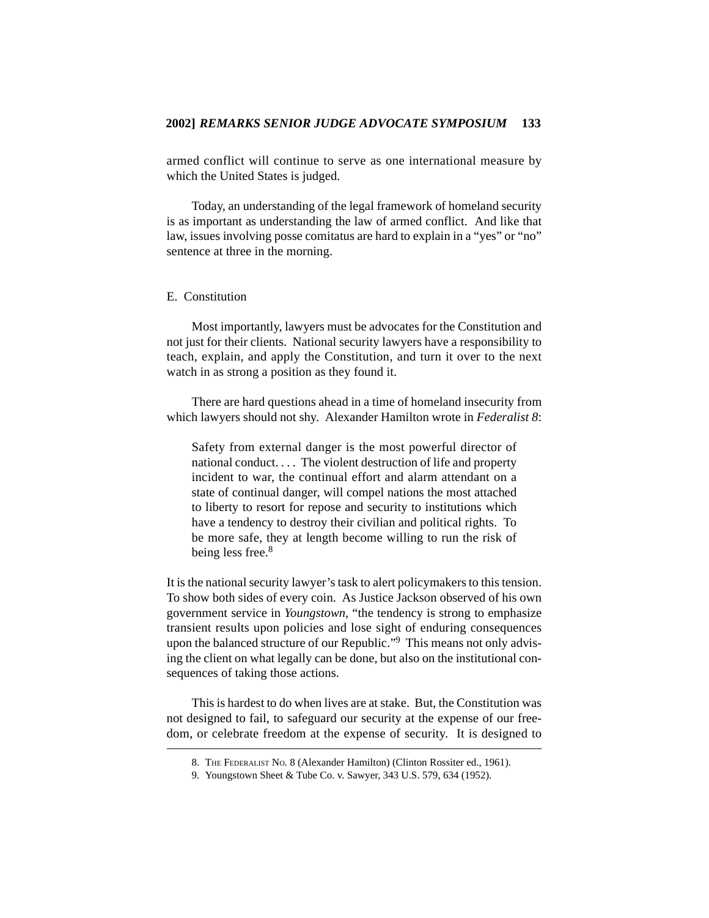armed conflict will continue to serve as one international measure by which the United States is judged.

Today, an understanding of the legal framework of homeland security is as important as understanding the law of armed conflict. And like that law, issues involving posse comitatus are hard to explain in a "yes" or "no" sentence at three in the morning.

### E. Constitution

Most importantly, lawyers must be advocates for the Constitution and not just for their clients. National security lawyers have a responsibility to teach, explain, and apply the Constitution, and turn it over to the next watch in as strong a position as they found it.

There are hard questions ahead in a time of homeland insecurity from which lawyers should not shy. Alexander Hamilton wrote in *Federalist 8*:

> Safety from external danger is the most powerful director of national conduct. . . . The violent destruction of life and property incident to war, the continual effort and alarm attendant on a state of continual danger, will compel nations the most attached to liberty to resort for repose and security to institutions which have a tendency to destroy their civilian and political rights. To be more safe, they at length become willing to run the risk of being less free.[8]

It is the national security lawyer's task to alert policymakers to this tension. To show both sides of every coin. As Justice Jackson observed of his own government service in *Youngstown*, "the tendency is strong to emphasize transient results upon policies and lose sight of enduring consequences upon the balanced structure of our Republic."[9] This means not only advising the client on what legally can be done, but also on the institutional consequences of taking those actions.

This is hardest to do when lives are at stake. But, the Constitution was not designed to fail, to safeguard our security at the expense of our freedom, or celebrate freedom at the expense of security. It is designed to

---

8. The Federalist No. 8 (Alexander Hamilton) (Clinton Rossiter ed., 1961).

9. Youngstown Sheet & Tube Co. v. Sawyer, 343 U.S. 579, 634 (1952).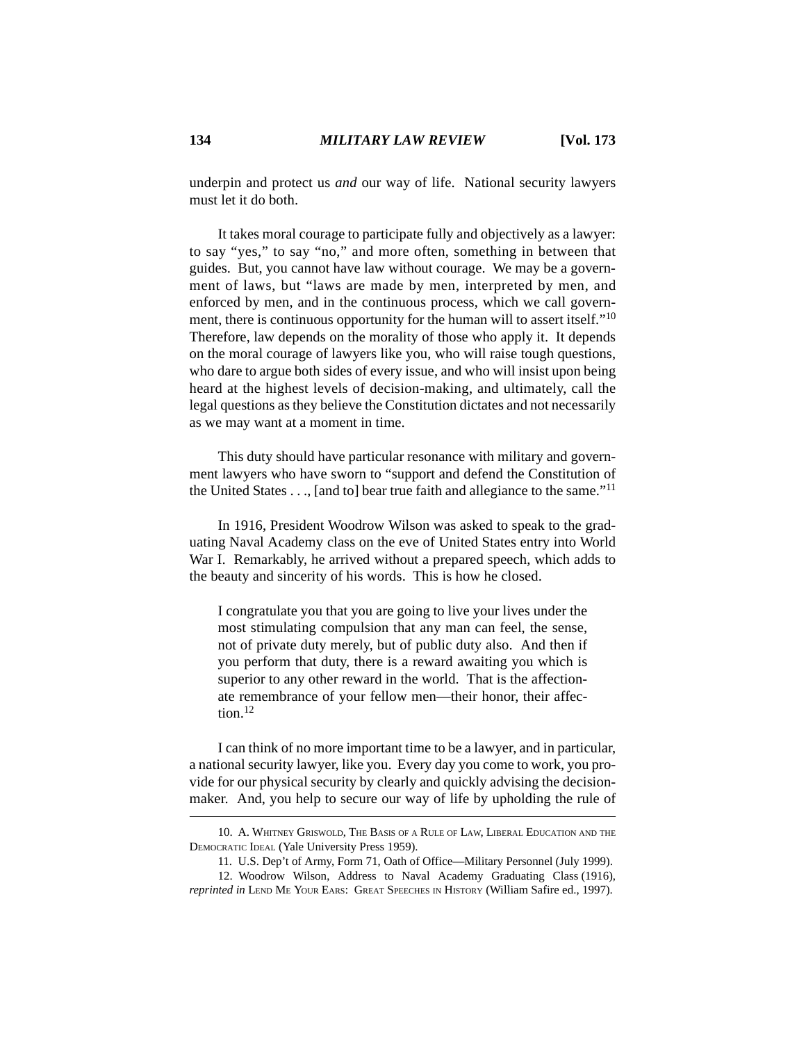underpin and protect us *and* our way of life. National security lawyers must let it do both.

It takes moral courage to participate fully and objectively as a lawyer: to say "yes," to say "no," and more often, something in between that guides. But, you cannot have law without courage. We may be a government of laws, but "laws are made by men, interpreted by men, and enforced by men, and in the continuous process, which we call government, there is continuous opportunity for the human will to assert itself."[10] Therefore, law depends on the morality of those who apply it. It depends on the moral courage of lawyers like you, who will raise tough questions, who dare to argue both sides of every issue, and who will insist upon being heard at the highest levels of decision-making, and ultimately, call the legal questions as they believe the Constitution dictates and not necessarily as we may want at a moment in time.

This duty should have particular resonance with military and government lawyers who have sworn to "support and defend the Constitution of the United States . . ., [and to] bear true faith and allegiance to the same."[11]

In 1916, President Woodrow Wilson was asked to speak to the graduating Naval Academy class on the eve of United States entry into World War I. Remarkably, he arrived without a prepared speech, which adds to the beauty and sincerity of his words. This is how he closed.

> I congratulate you that you are going to live your lives under the most stimulating compulsion that any man can feel, the sense, not of private duty merely, but of public duty also. And then if you perform that duty, there is a reward awaiting you which is superior to any other reward in the world. That is the affectionate remembrance of your fellow men—their honor, their affection.[12]

I can think of no more important time to be a lawyer, and in particular, a national security lawyer, like you. Every day you come to work, you provide for our physical security by clearly and quickly advising the decision-maker. And, you help to secure our way of life by upholding the rule of

---

10. A. Whitney Griswold, The Basis of a Rule of Law, Liberal Education and the Democratic Ideal (Yale University Press 1959).

11. U.S. Dep't of Army, Form 71, Oath of Office—Military Personnel (July 1999).

12. Woodrow Wilson, Address to Naval Academy Graduating Class (1916), *reprinted in* Lend Me Your Ears: Great Speeches in History (William Safire ed., 1997).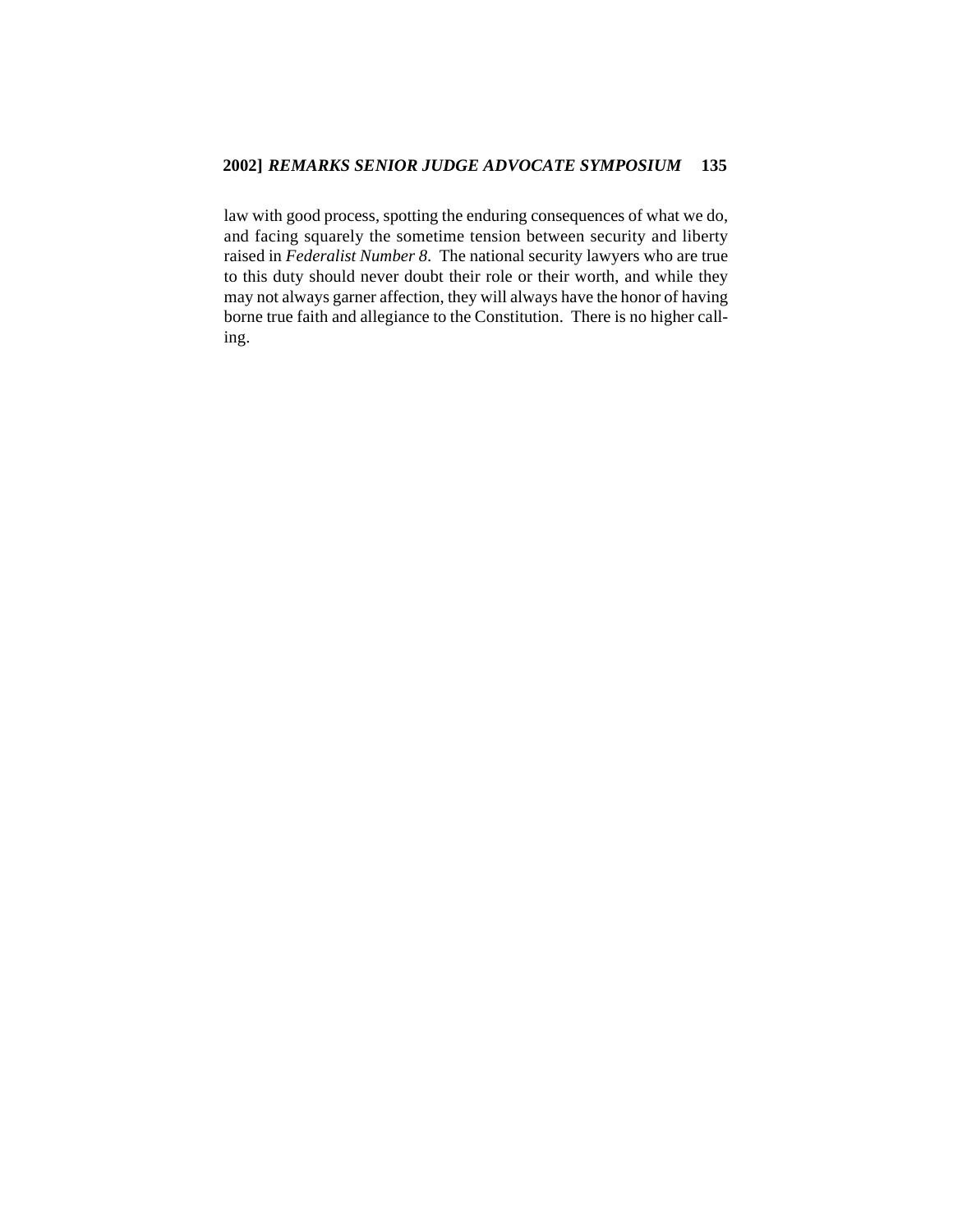law with good process, spotting the enduring consequences of what we do, and facing squarely the sometime tension between security and liberty raised in *Federalist Number 8*. The national security lawyers who are true to this duty should never doubt their role or their worth, and while they may not always garner affection, they will always have the honor of having borne true faith and allegiance to the Constitution. There is no higher calling.